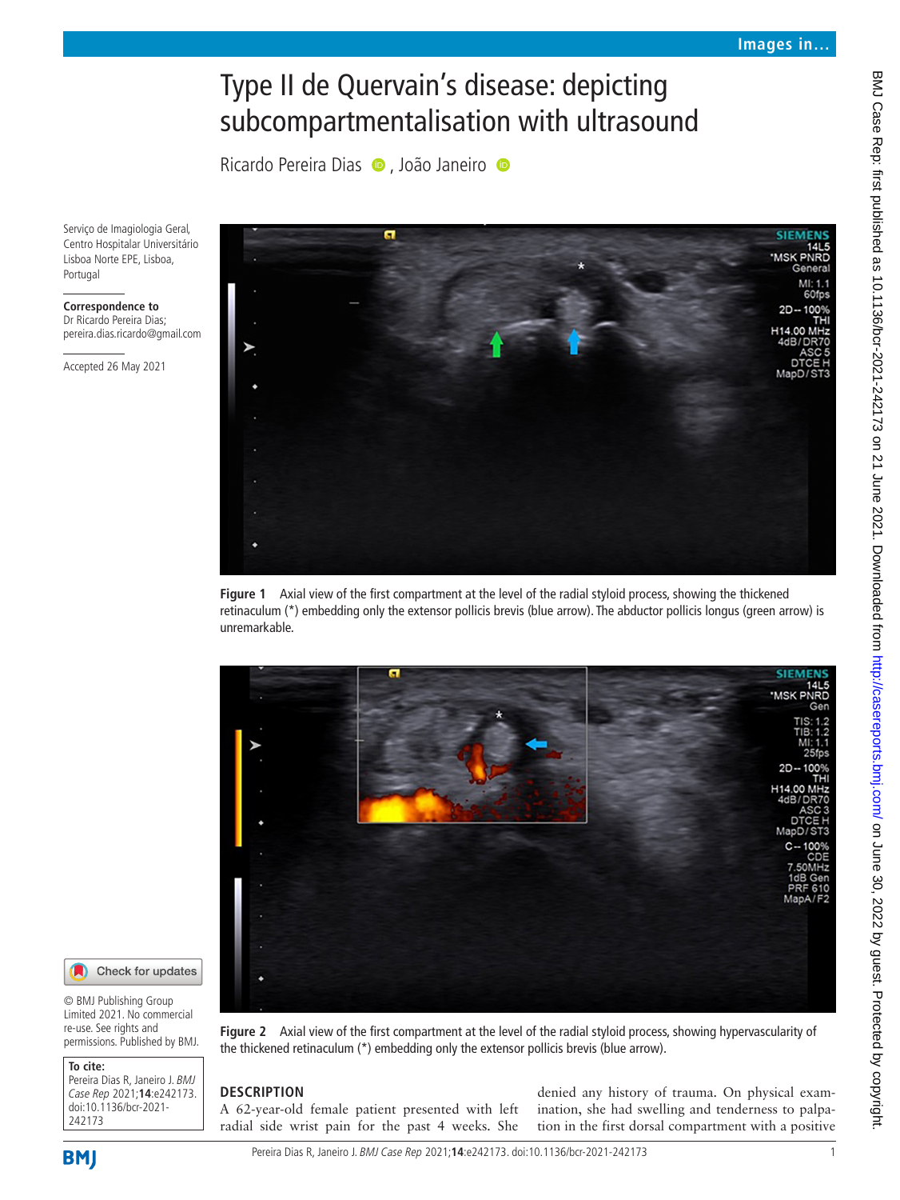# Type II de Quervain's disease: depicting subcompartmentalisation with ultrasound

Ricardo Pereira Dias, João Janeiro

Serviço de Imagiologia Geral, Centro Hospitalar Universitário Lisboa Norte EPE, Lisboa, Portugal

**Correspondence to**
Dr Ricardo Pereira Dias; pereira.dias.ricardo@gmail.com

Accepted 26 May 2021

© BMJ Publishing Group Limited 2021. No commercial re-use. See rights and permissions. Published by BMJ.

**To cite:** Pereira Dias R, Janeiro J. *BMJ Case Rep* 2021;**14**:e242173. doi:10.1136/bcr-2021-242173

**Figure 1** Axial view of the first compartment at the level of the radial styloid process, showing the thickened retinaculum (*) embedding only the extensor pollicis brevis (blue arrow). The abductor pollicis longus (green arrow) is unremarkable.

**Figure 2** Axial view of the first compartment at the level of the radial styloid process, showing hypervascularity of the thickened retinaculum (*) embedding only the extensor pollicis brevis (blue arrow).

## DESCRIPTION

A 62-year-old female patient presented with left radial side wrist pain for the past 4 weeks. She denied any history of trauma. On physical examination, she had swelling and tenderness to palpation in the first dorsal compartment with a positive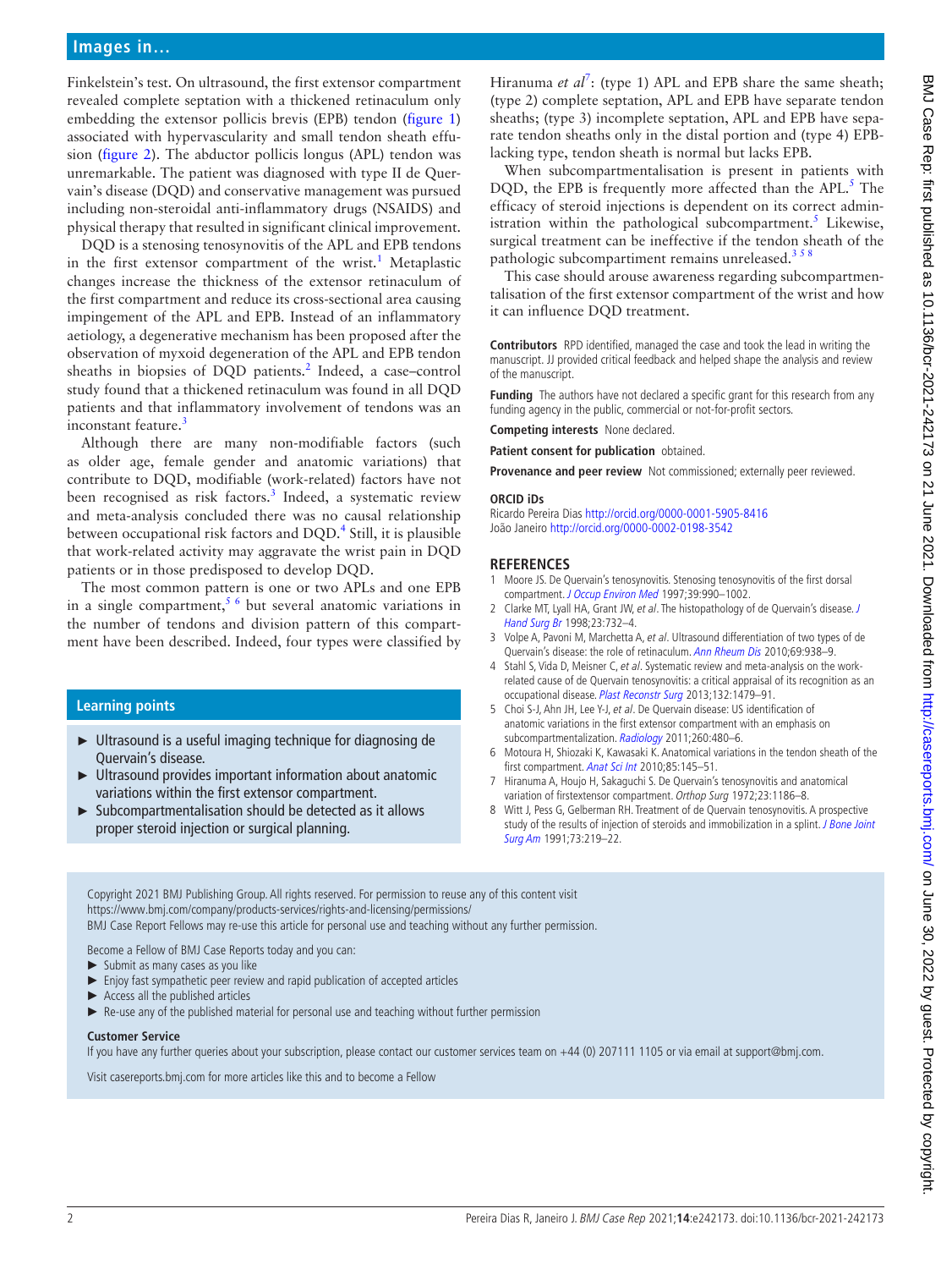Finkelstein's test. On ultrasound, the first extensor compartment revealed complete septation with a thickened retinaculum only embedding the extensor pollicis brevis (EPB) tendon (figure 1) associated with hypervascularity and small tendon sheath effusion (figure 2). The abductor pollicis longus (APL) tendon was unremarkable. The patient was diagnosed with type II de Quervain's disease (DQD) and conservative management was pursued including non-steroidal anti-inflammatory drugs (NSAIDS) and physical therapy that resulted in significant clinical improvement.

DQD is a stenosing tenosynovitis of the APL and EPB tendons in the first extensor compartment of the wrist.[1] Metaplastic changes increase the thickness of the extensor retinaculum of the first compartment and reduce its cross-sectional area causing impingement of the APL and EPB. Instead of an inflammatory aetiology, a degenerative mechanism has been proposed after the observation of myxoid degeneration of the APL and EPB tendon sheaths in biopsies of DQD patients.[2] Indeed, a case–control study found that a thickened retinaculum was found in all DQD patients and that inflammatory involvement of tendons was an inconstant feature.[3]

Although there are many non-modifiable factors (such as older age, female gender and anatomic variations) that contribute to DQD, modifiable (work-related) factors have not been recognised as risk factors.[3] Indeed, a systematic review and meta-analysis concluded there was no causal relationship between occupational risk factors and DQD.[4] Still, it is plausible that work-related activity may aggravate the wrist pain in DQD patients or in those predisposed to develop DQD.

The most common pattern is one or two APLs and one EPB in a single compartment,[5,6] but several anatomic variations in the number of tendons and division pattern of this compartment have been described. Indeed, four types were classified by Hiranuma *et al*[7]: (type 1) APL and EPB share the same sheath; (type 2) complete septation, APL and EPB have separate tendon sheaths; (type 3) incomplete septation, APL and EPB have separate tendon sheaths only in the distal portion and (type 4) EPB-lacking type, tendon sheath is normal but lacks EPB.

When subcompartmentalisation is present in patients with DQD, the EPB is frequently more affected than the APL.[5] The efficacy of steroid injections is dependent on its correct administration within the pathological subcompartment.[5] Likewise, surgical treatment can be ineffective if the tendon sheath of the pathologic subcompartiment remains unreleased.[3,5,8]

This case should arouse awareness regarding subcompartmentalisation of the first extensor compartment of the wrist and how it can influence DQD treatment.

## Learning points

- Ultrasound is a useful imaging technique for diagnosing de Quervain's disease.
- Ultrasound provides important information about anatomic variations within the first extensor compartment.
- Subcompartmentalisation should be detected as it allows proper steroid injection or surgical planning.

**Contributors** RPD identified, managed the case and took the lead in writing the manuscript. JJ provided critical feedback and helped shape the analysis and review of the manuscript.

**Funding** The authors have not declared a specific grant for this research from any funding agency in the public, commercial or not-for-profit sectors.

**Competing interests** None declared.

**Patient consent for publication** obtained.

**Provenance and peer review** Not commissioned; externally peer reviewed.

**ORCID iDs**

Ricardo Pereira Dias http://orcid.org/0000-0001-5905-8416
João Janeiro http://orcid.org/0000-0002-0198-3542

## REFERENCES

1. Moore JS. De Quervain's tenosynovitis. Stenosing tenosynovitis of the first dorsal compartment. *J Occup Environ Med* 1997;39:990–1002.
2. Clarke MT, Lyall HA, Grant JW, *et al*. The histopathology of de Quervain's disease. *J Hand Surg Br* 1998;23:732–4.
3. Volpe A, Pavoni M, Marchetta A, *et al*. Ultrasound differentiation of two types of de Quervain's disease: the role of retinaculum. *Ann Rheum Dis* 2010;69:938–9.
4. Stahl S, Vida D, Meisner C, *et al*. Systematic review and meta-analysis on the work-related cause of de Quervain tenosynovitis: a critical appraisal of its recognition as an occupational disease. *Plast Reconstr Surg* 2013;132:1479–91.
5. Choi S-J, Ahn JH, Lee Y-J, *et al*. De Quervain disease: US identification of anatomic variations in the first extensor compartment with an emphasis on subcompartmentalization. *Radiology* 2011;260:480–6.
6. Motoura H, Shiozaki K, Kawasaki K. Anatomical variations in the tendon sheath of the first compartment. *Anat Sci Int* 2010;85:145–51.
7. Hiranuma A, Houjo H, Sakaguchi S. De Quervain's tenosynovitis and anatomical variation of firstextensor compartment. *Orthop Surg* 1972;23:1186–8.
8. Witt J, Pess G, Gelberman RH. Treatment of de Quervain tenosynovitis. A prospective study of the results of injection of steroids and immobilization in a splint. *J Bone Joint Surg Am* 1991;73:219–22.

Copyright 2021 BMJ Publishing Group. All rights reserved. For permission to reuse any of this content visit https://www.bmj.com/company/products-services/rights-and-licensing/permissions/
BMJ Case Report Fellows may re-use this article for personal use and teaching without any further permission.

Become a Fellow of BMJ Case Reports today and you can:

- Submit as many cases as you like
- Enjoy fast sympathetic peer review and rapid publication of accepted articles
- Access all the published articles
- Re-use any of the published material for personal use and teaching without further permission

**Customer Service**

If you have any further queries about your subscription, please contact our customer services team on +44 (0) 207111 1105 or via email at support@bmj.com.

Visit casereports.bmj.com for more articles like this and to become a Fellow